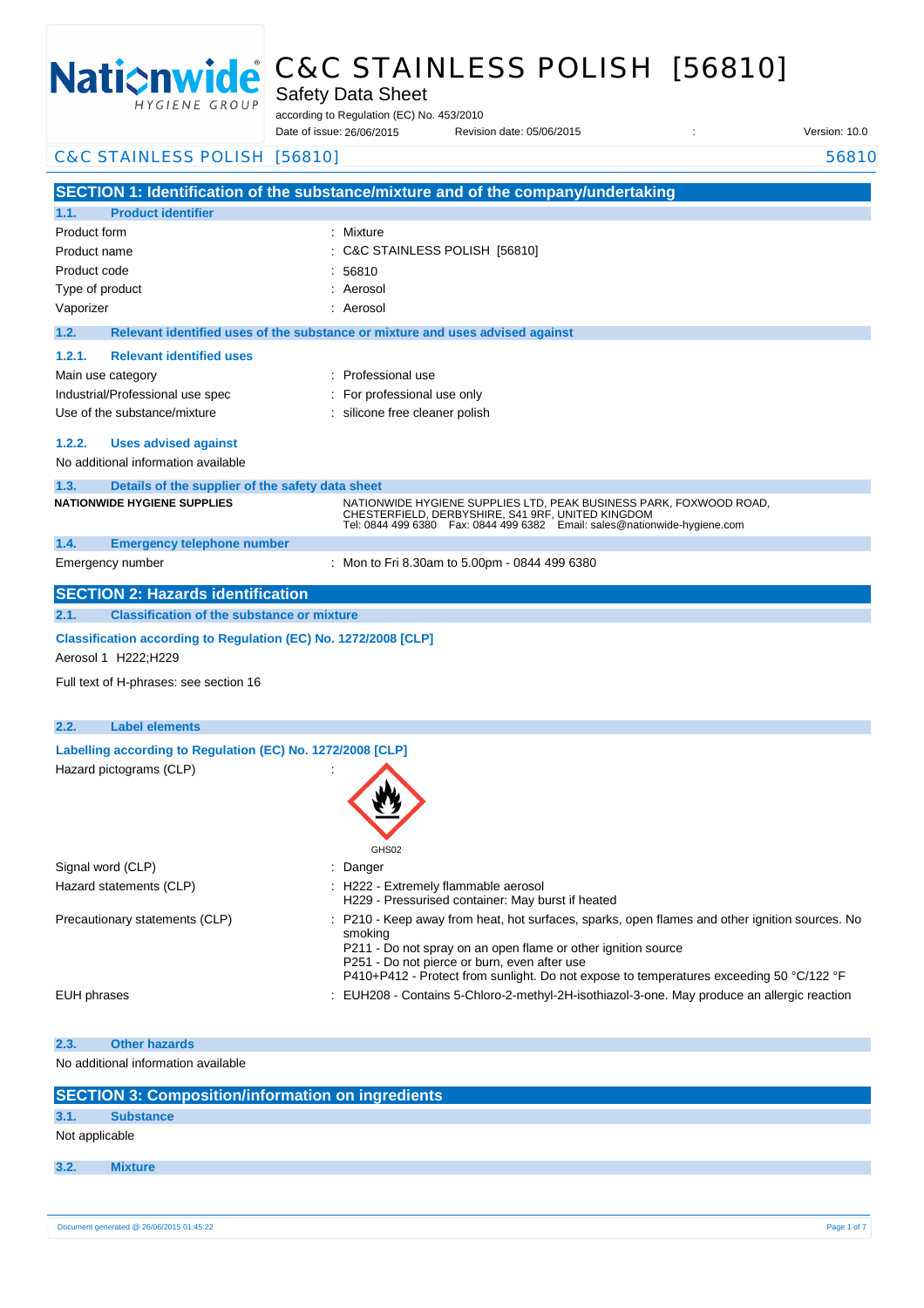# C&C STAINLESS POLISH [56810]

Safety Data Sheet

according to Regulation (EC) No. 453/2010

Date of issue: 26/06/2015 Revision date: 05/06/2015 : Version: 10.0

## SECTION 1: Identification of the substance/mixture and of the company/undertaking

### 1.1. Product identifier

| | |
|---|---|
| Product form | : Mixture |
| Product name | : C&C STAINLESS POLISH [56810] |
| Product code | : 56810 |
| Type of product | : Aerosol |
| Vaporizer | : Aerosol |

### 1.2. Relevant identified uses of the substance or mixture and uses advised against

#### 1.2.1. Relevant identified uses

| | |
|---|---|
| Main use category | : Professional use |
| Industrial/Professional use spec | : For professional use only |
| Use of the substance/mixture | : silicone free cleaner polish |

#### 1.2.2. Uses advised against

No additional information available

### 1.3. Details of the supplier of the safety data sheet

**NATIONWIDE HYGIENE SUPPLIES**

NATIONWIDE HYGIENE SUPPLIES LTD, PEAK BUSINESS PARK, FOXWOOD ROAD, CHESTERFIELD, DERBYSHIRE, S41 9RF, UNITED KINGDOM
Tel: 0844 499 6380 Fax: 0844 499 6382 Email: sales@nationwide-hygiene.com

### 1.4. Emergency telephone number

| | |
|---|---|
| Emergency number | : Mon to Fri 8.30am to 5.00pm - 0844 499 6380 |

## SECTION 2: Hazards identification

### 2.1. Classification of the substance or mixture

**Classification according to Regulation (EC) No. 1272/2008 [CLP]**

Aerosol 1 H222;H229

Full text of H-phrases: see section 16

### 2.2. Label elements

**Labelling according to Regulation (EC) No. 1272/2008 [CLP]**

Hazard pictograms (CLP) :

GHS02

| | |
|---|---|
| Signal word (CLP) | : Danger |
| Hazard statements (CLP) | : H222 - Extremely flammable aerosol<br>H229 - Pressurised container: May burst if heated |
| Precautionary statements (CLP) | : P210 - Keep away from heat, hot surfaces, sparks, open flames and other ignition sources. No smoking<br>P211 - Do not spray on an open flame or other ignition source<br>P251 - Do not pierce or burn, even after use<br>P410+P412 - Protect from sunlight. Do not expose to temperatures exceeding 50 °C/122 °F |
| EUH phrases | : EUH208 - Contains 5-Chloro-2-methyl-2H-isothiazol-3-one. May produce an allergic reaction |

### 2.3. Other hazards

No additional information available

## SECTION 3: Composition/information on ingredients

### 3.1. Substance

Not applicable

### 3.2. Mixture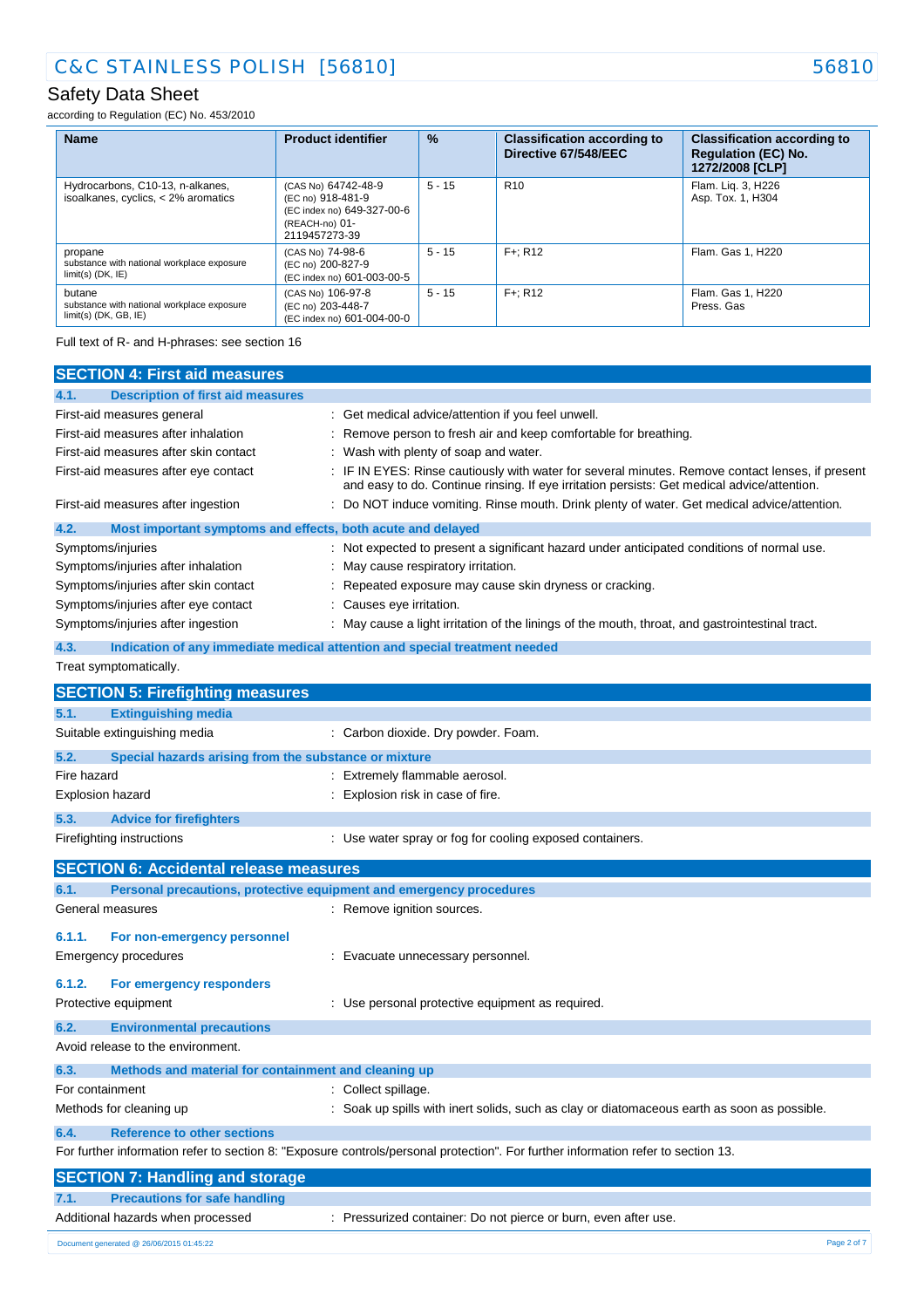| Name | Product identifier | % | Classification according to Directive 67/548/EEC | Classification according to Regulation (EC) No. 1272/2008 [CLP] |
|---|---|---|---|---|
| Hydrocarbons, C10-13, n-alkanes, isoalkanes, cyclics, < 2% aromatics | (CAS No) 64742-48-9<br>(EC no) 918-481-9<br>(EC index no) 649-327-00-6<br>(REACH-no) 01-2119457273-39 | 5 - 15 | R10 | Flam. Liq. 3, H226<br>Asp. Tox. 1, H304 |
| propane<br>substance with national workplace exposure limit(s) (DK, IE) | (CAS No) 74-98-6<br>(EC no) 200-827-9<br>(EC index no) 601-003-00-5 | 5 - 15 | F+; R12 | Flam. Gas 1, H220 |
| butane<br>substance with national workplace exposure limit(s) (DK, GB, IE) | (CAS No) 106-97-8<br>(EC no) 203-448-7<br>(EC index no) 601-004-00-0 | 5 - 15 | F+; R12 | Flam. Gas 1, H220<br>Press. Gas |

Full text of R- and H-phrases: see section 16

## SECTION 4: First aid measures

### 4.1. Description of first aid measures

First-aid measures general : Get medical advice/attention if you feel unwell.

First-aid measures after inhalation : Remove person to fresh air and keep comfortable for breathing.

First-aid measures after skin contact : Wash with plenty of soap and water.

First-aid measures after eye contact : IF IN EYES: Rinse cautiously with water for several minutes. Remove contact lenses, if present and easy to do. Continue rinsing. If eye irritation persists: Get medical advice/attention.

First-aid measures after ingestion : Do NOT induce vomiting. Rinse mouth. Drink plenty of water. Get medical advice/attention.

### 4.2. Most important symptoms and effects, both acute and delayed

Symptoms/injuries : Not expected to present a significant hazard under anticipated conditions of normal use.

Symptoms/injuries after inhalation : May cause respiratory irritation.

Symptoms/injuries after skin contact : Repeated exposure may cause skin dryness or cracking.

Symptoms/injuries after eye contact : Causes eye irritation.

Symptoms/injuries after ingestion : May cause a light irritation of the linings of the mouth, throat, and gastrointestinal tract.

### 4.3. Indication of any immediate medical attention and special treatment needed

Treat symptomatically.

## SECTION 5: Firefighting measures

### 5.1. Extinguishing media

Suitable extinguishing media : Carbon dioxide. Dry powder. Foam.

### 5.2. Special hazards arising from the substance or mixture

Fire hazard : Extremely flammable aerosol.

Explosion hazard : Explosion risk in case of fire.

### 5.3. Advice for firefighters

Firefighting instructions : Use water spray or fog for cooling exposed containers.

## SECTION 6: Accidental release measures

### 6.1. Personal precautions, protective equipment and emergency procedures

General measures : Remove ignition sources.

#### 6.1.1. For non-emergency personnel

Emergency procedures : Evacuate unnecessary personnel.

#### 6.1.2. For emergency responders

Protective equipment : Use personal protective equipment as required.

### 6.2. Environmental precautions

Avoid release to the environment.

### 6.3. Methods and material for containment and cleaning up

For containment : Collect spillage.

Methods for cleaning up : Soak up spills with inert solids, such as clay or diatomaceous earth as soon as possible.

### 6.4. Reference to other sections

For further information refer to section 8: "Exposure controls/personal protection". For further information refer to section 13.

## SECTION 7: Handling and storage

### 7.1. Precautions for safe handling

Additional hazards when processed : Pressurized container: Do not pierce or burn, even after use.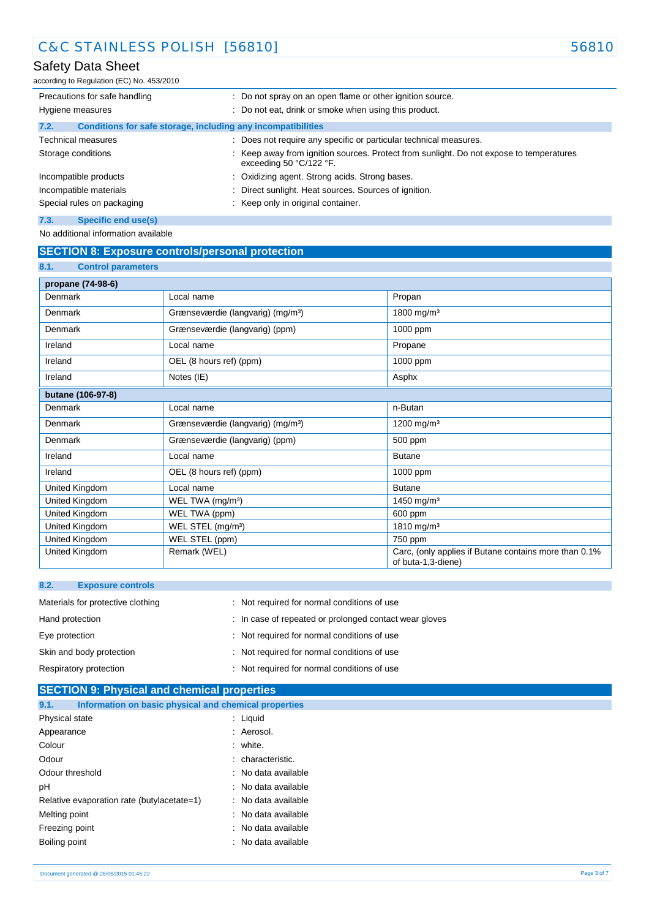| | |
|---|---|
| Precautions for safe handling | : Do not spray on an open flame or other ignition source. |
| Hygiene measures | : Do not eat, drink or smoke when using this product. |

### 7.2. Conditions for safe storage, including any incompatibilities

| | |
|---|---|
| Technical measures | : Does not require any specific or particular technical measures. |
| Storage conditions | : Keep away from ignition sources. Protect from sunlight. Do not expose to temperatures exceeding 50 °C/122 °F. |
| Incompatible products | : Oxidizing agent. Strong acids. Strong bases. |
| Incompatible materials | : Direct sunlight. Heat sources. Sources of ignition. |
| Special rules on packaging | : Keep only in original container. |

### 7.3. Specific end use(s)

No additional information available

## SECTION 8: Exposure controls/personal protection

### 8.1. Control parameters

| propane (74-98-6) | | |
|---|---|---|
| Denmark | Local name | Propan |
| Denmark | Grænseværdie (langvarig) (mg/m³) | 1800 mg/m³ |
| Denmark | Grænseværdie (langvarig) (ppm) | 1000 ppm |
| Ireland | Local name | Propane |
| Ireland | OEL (8 hours ref) (ppm) | 1000 ppm |
| Ireland | Notes (IE) | Asphx |

| butane (106-97-8) | | |
|---|---|---|
| Denmark | Local name | n-Butan |
| Denmark | Grænseværdie (langvarig) (mg/m³) | 1200 mg/m³ |
| Denmark | Grænseværdie (langvarig) (ppm) | 500 ppm |
| Ireland | Local name | Butane |
| Ireland | OEL (8 hours ref) (ppm) | 1000 ppm |
| United Kingdom | Local name | Butane |
| United Kingdom | WEL TWA (mg/m³) | 1450 mg/m³ |
| United Kingdom | WEL TWA (ppm) | 600 ppm |
| United Kingdom | WEL STEL (mg/m³) | 1810 mg/m³ |
| United Kingdom | WEL STEL (ppm) | 750 ppm |
| United Kingdom | Remark (WEL) | Carc, (only applies if Butane contains more than 0.1% of buta-1,3-diene) |

### 8.2. Exposure controls

| | |
|---|---|
| Materials for protective clothing | : Not required for normal conditions of use |
| Hand protection | : In case of repeated or prolonged contact wear gloves |
| Eye protection | : Not required for normal conditions of use |
| Skin and body protection | : Not required for normal conditions of use |
| Respiratory protection | : Not required for normal conditions of use |

## SECTION 9: Physical and chemical properties

### 9.1. Information on basic physical and chemical properties

| | |
|---|---|
| Physical state | : Liquid |
| Appearance | : Aerosol. |
| Colour | : white. |
| Odour | : characteristic. |
| Odour threshold | : No data available |
| pH | : No data available |
| Relative evaporation rate (butylacetate=1) | : No data available |
| Melting point | : No data available |
| Freezing point | : No data available |
| Boiling point | : No data available |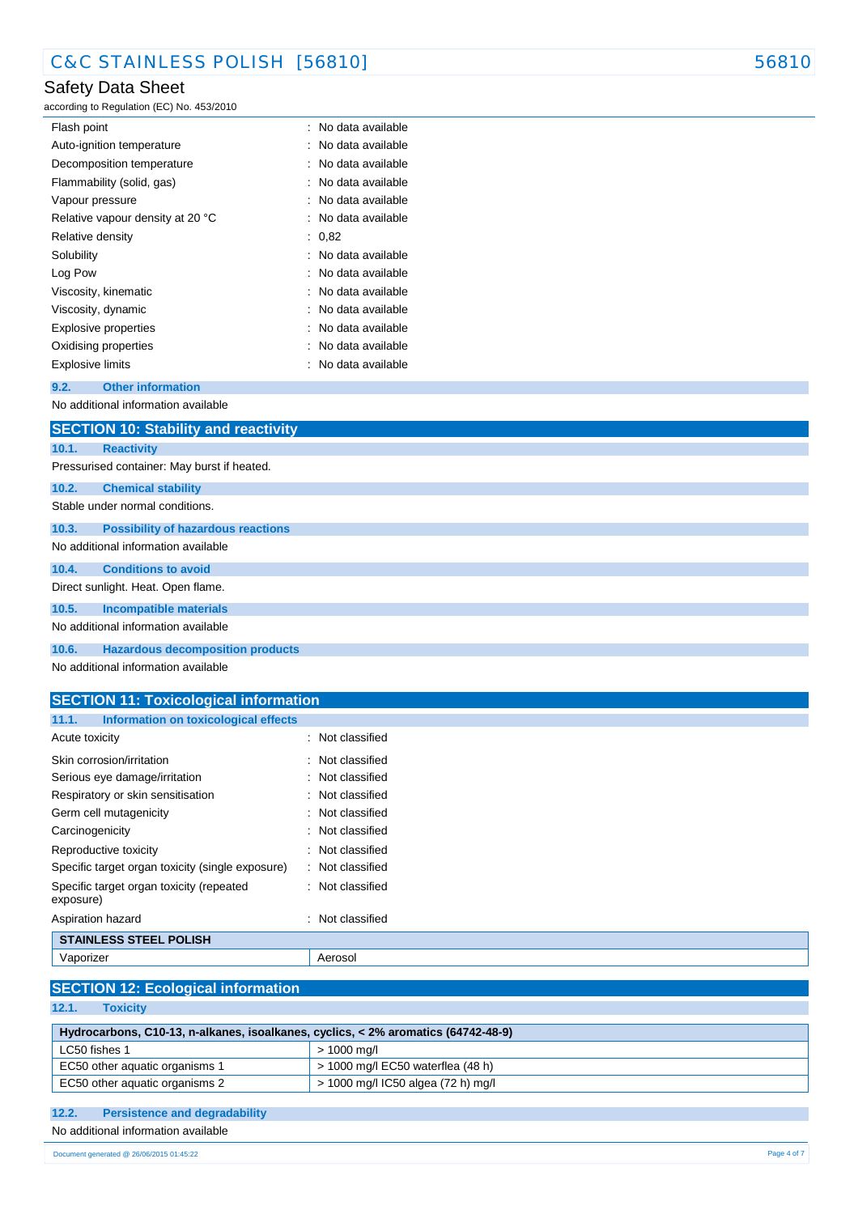| | |
|---|---|
| Flash point | : No data available |
| Auto-ignition temperature | : No data available |
| Decomposition temperature | : No data available |
| Flammability (solid, gas) | : No data available |
| Vapour pressure | : No data available |
| Relative vapour density at 20 °C | : No data available |
| Relative density | : 0,82 |
| Solubility | : No data available |
| Log Pow | : No data available |
| Viscosity, kinematic | : No data available |
| Viscosity, dynamic | : No data available |
| Explosive properties | : No data available |
| Oxidising properties | : No data available |
| Explosive limits | : No data available |

### 9.2. Other information

No additional information available

## SECTION 10: Stability and reactivity

### 10.1. Reactivity

Pressurised container: May burst if heated.

### 10.2. Chemical stability

Stable under normal conditions.

### 10.3. Possibility of hazardous reactions

No additional information available

### 10.4. Conditions to avoid

Direct sunlight. Heat. Open flame.

### 10.5. Incompatible materials

No additional information available

### 10.6. Hazardous decomposition products

No additional information available

## SECTION 11: Toxicological information

### 11.1. Information on toxicological effects

| | |
|---|---|
| Acute toxicity | : Not classified |
| Skin corrosion/irritation | : Not classified |
| Serious eye damage/irritation | : Not classified |
| Respiratory or skin sensitisation | : Not classified |
| Germ cell mutagenicity | : Not classified |
| Carcinogenicity | : Not classified |
| Reproductive toxicity | : Not classified |
| Specific target organ toxicity (single exposure) | : Not classified |
| Specific target organ toxicity (repeated exposure) | : Not classified |
| Aspiration hazard | : Not classified |

| **STAINLESS STEEL POLISH** | |
|---|---|
| Vaporizer | Aerosol |

## SECTION 12: Ecological information

### 12.1. Toxicity

| **Hydrocarbons, C10-13, n-alkanes, isoalkanes, cyclics, < 2% aromatics (64742-48-9)** | |
|---|---|
| LC50 fishes 1 | > 1000 mg/l |
| EC50 other aquatic organisms 1 | > 1000 mg/l EC50 waterflea (48 h) |
| EC50 other aquatic organisms 2 | > 1000 mg/l IC50 algea (72 h) mg/l |

### 12.2. Persistence and degradability

No additional information available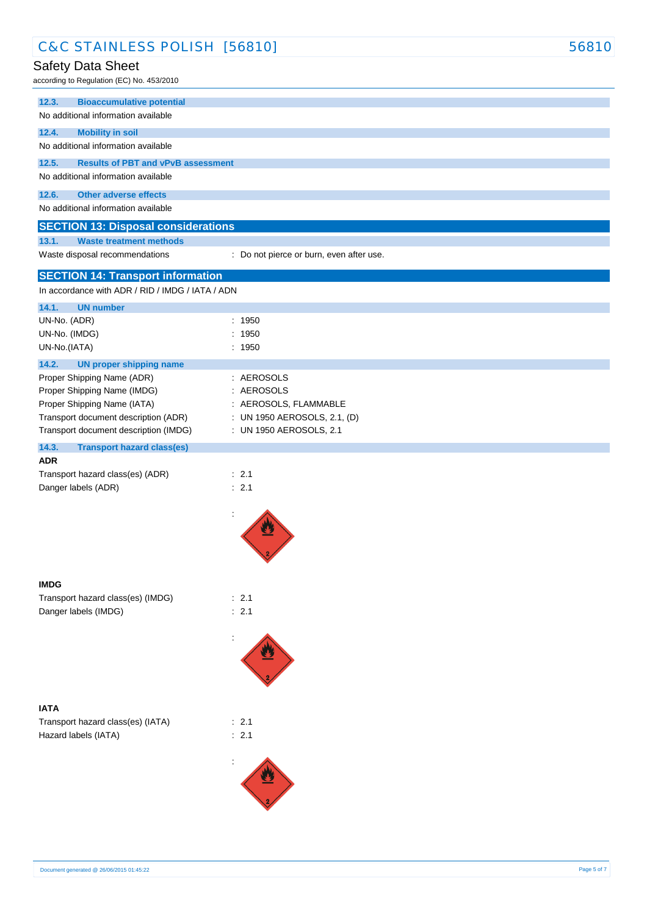### 12.3. Bioaccumulative potential

No additional information available

### 12.4. Mobility in soil

No additional information available

### 12.5. Results of PBT and vPvB assessment

No additional information available

### 12.6. Other adverse effects

No additional information available

## SECTION 13: Disposal considerations

### 13.1. Waste treatment methods

| | |
|---|---|
| Waste disposal recommendations | : Do not pierce or burn, even after use. |

## SECTION 14: Transport information

In accordance with ADR / RID / IMDG / IATA / ADN

### 14.1. UN number

| | |
|---|---|
| UN-No. (ADR) | : 1950 |
| UN-No. (IMDG) | : 1950 |
| UN-No.(IATA) | : 1950 |

### 14.2. UN proper shipping name

| | |
|---|---|
| Proper Shipping Name (ADR) | : AEROSOLS |
| Proper Shipping Name (IMDG) | : AEROSOLS |
| Proper Shipping Name (IATA) | : AEROSOLS, FLAMMABLE |
| Transport document description (ADR) | : UN 1950 AEROSOLS, 2.1, (D) |
| Transport document description (IMDG) | : UN 1950 AEROSOLS, 2.1 |

### 14.3. Transport hazard class(es)

**ADR**

| | |
|---|---|
| Transport hazard class(es) (ADR) | : 2.1 |
| Danger labels (ADR) | : 2.1 |

**IMDG**

| | |
|---|---|
| Transport hazard class(es) (IMDG) | : 2.1 |
| Danger labels (IMDG) | : 2.1 |

**IATA**

| | |
|---|---|
| Transport hazard class(es) (IATA) | : 2.1 |
| Hazard labels (IATA) | : 2.1 |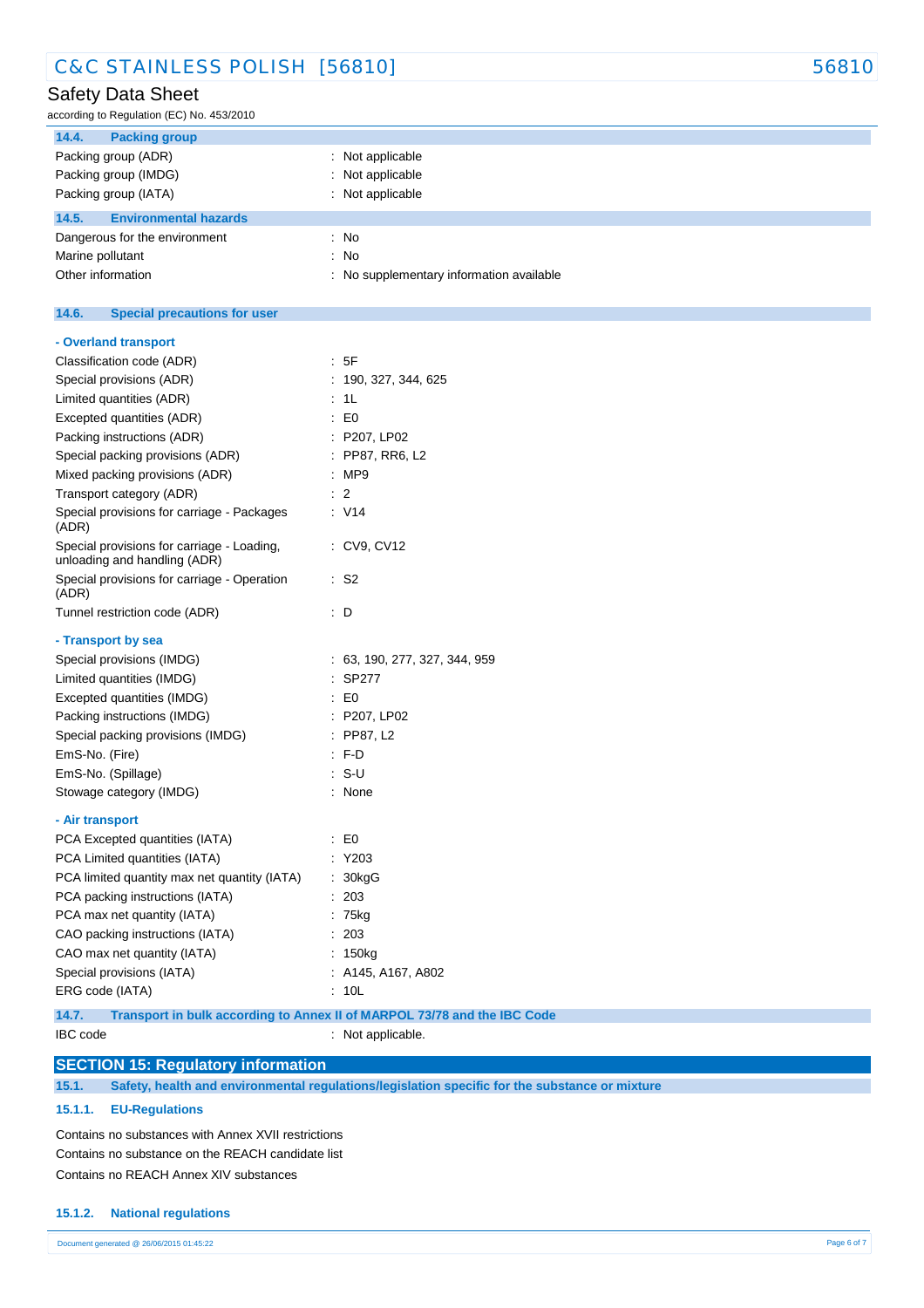### 14.4. Packing group

| | |
|---|---|
| Packing group (ADR) | : Not applicable |
| Packing group (IMDG) | : Not applicable |
| Packing group (IATA) | : Not applicable |

### 14.5. Environmental hazards

| | |
|---|---|
| Dangerous for the environment | : No |
| Marine pollutant | : No |
| Other information | : No supplementary information available |

### 14.6. Special precautions for user

**- Overland transport**

| | |
|---|---|
| Classification code (ADR) | : 5F |
| Special provisions (ADR) | : 190, 327, 344, 625 |
| Limited quantities (ADR) | : 1L |
| Excepted quantities (ADR) | : E0 |
| Packing instructions (ADR) | : P207, LP02 |
| Special packing provisions (ADR) | : PP87, RR6, L2 |
| Mixed packing provisions (ADR) | : MP9 |
| Transport category (ADR) | : 2 |
| Special provisions for carriage - Packages (ADR) | : V14 |
| Special provisions for carriage - Loading, unloading and handling (ADR) | : CV9, CV12 |
| Special provisions for carriage - Operation (ADR) | : S2 |
| Tunnel restriction code (ADR) | : D |

**- Transport by sea**

| | |
|---|---|
| Special provisions (IMDG) | : 63, 190, 277, 327, 344, 959 |
| Limited quantities (IMDG) | : SP277 |
| Excepted quantities (IMDG) | : E0 |
| Packing instructions (IMDG) | : P207, LP02 |
| Special packing provisions (IMDG) | : PP87, L2 |
| EmS-No. (Fire) | : F-D |
| EmS-No. (Spillage) | : S-U |
| Stowage category (IMDG) | : None |

**- Air transport**

| | |
|---|---|
| PCA Excepted quantities (IATA) | : E0 |
| PCA Limited quantities (IATA) | : Y203 |
| PCA limited quantity max net quantity (IATA) | : 30kgG |
| PCA packing instructions (IATA) | : 203 |
| PCA max net quantity (IATA) | : 75kg |
| CAO packing instructions (IATA) | : 203 |
| CAO max net quantity (IATA) | : 150kg |
| Special provisions (IATA) | : A145, A167, A802 |
| ERG code (IATA) | : 10L |

### 14.7. Transport in bulk according to Annex II of MARPOL 73/78 and the IBC Code

| | |
|---|---|
| IBC code | : Not applicable. |

## SECTION 15: Regulatory information

### 15.1. Safety, health and environmental regulations/legislation specific for the substance or mixture

#### 15.1.1. EU-Regulations

Contains no substances with Annex XVII restrictions

Contains no substance on the REACH candidate list

Contains no REACH Annex XIV substances

#### 15.1.2. National regulations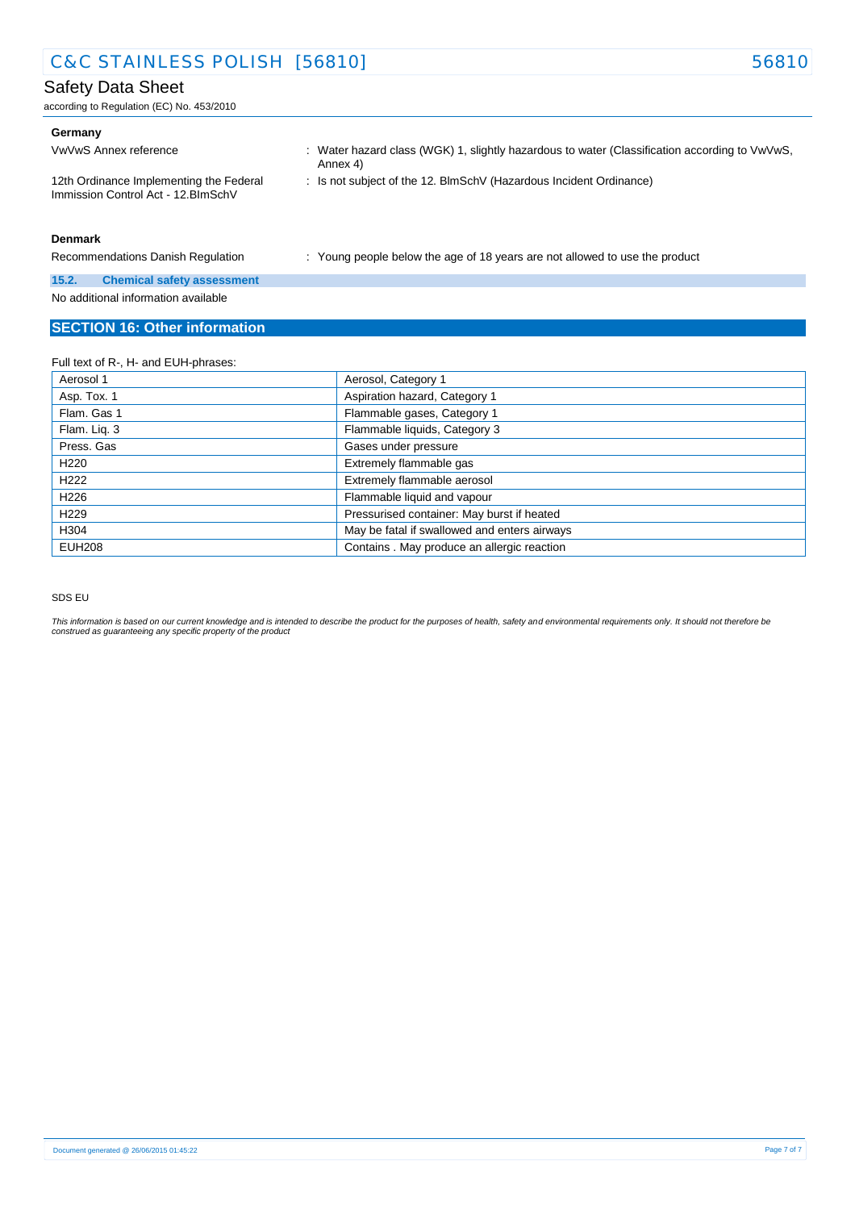**Germany**

VwVwS Annex reference : Water hazard class (WGK) 1, slightly hazardous to water (Classification according to VwVwS, Annex 4)

12th Ordinance Implementing the Federal Immission Control Act - 12.BImSchV : Is not subject of the 12. BlmSchV (Hazardous Incident Ordinance)

**Denmark**

Recommendations Danish Regulation : Young people below the age of 18 years are not allowed to use the product

### 15.2. Chemical safety assessment

No additional information available

## SECTION 16: Other information

Full text of R-, H- and EUH-phrases:

| | |
|---|---|
| Aerosol 1 | Aerosol, Category 1 |
| Asp. Tox. 1 | Aspiration hazard, Category 1 |
| Flam. Gas 1 | Flammable gases, Category 1 |
| Flam. Liq. 3 | Flammable liquids, Category 3 |
| Press. Gas | Gases under pressure |
| H220 | Extremely flammable gas |
| H222 | Extremely flammable aerosol |
| H226 | Flammable liquid and vapour |
| H229 | Pressurised container: May burst if heated |
| H304 | May be fatal if swallowed and enters airways |
| EUH208 | Contains . May produce an allergic reaction |

SDS EU

*This information is based on our current knowledge and is intended to describe the product for the purposes of health, safety and environmental requirements only. It should not therefore be construed as guaranteeing any specific property of the product*